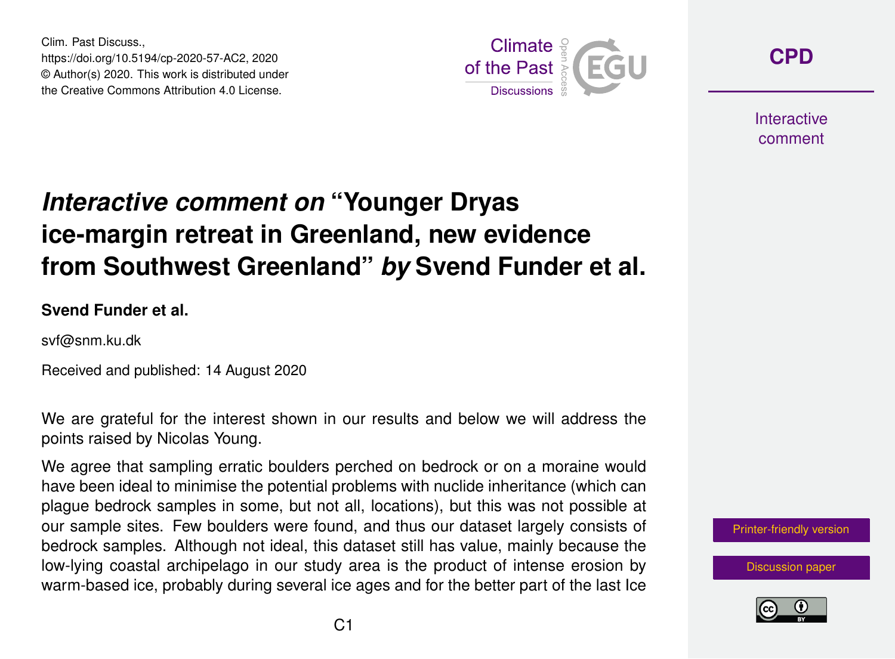# *Interactive comment on* "Younger Dryas ice-margin retreat in Greenland, new evidence from Southwest Greenland" *by* Svend Funder et al.

**Svend Funder et al.**

svf@snm.ku.dk

Received and published: 14 August 2020

We are grateful for the interest shown in our results and below we will address the points raised by Nicolas Young.

We agree that sampling erratic boulders perched on bedrock or on a moraine would have been ideal to minimise the potential problems with nuclide inheritance (which can plague bedrock samples in some, but not all, locations), but this was not possible at our sample sites. Few boulders were found, and thus our dataset largely consists of bedrock samples. Although not ideal, this dataset still has value, mainly because the low-lying coastal archipelago in our study area is the product of intense erosion by warm-based ice, probably during several ice ages and for the better part of the last Ice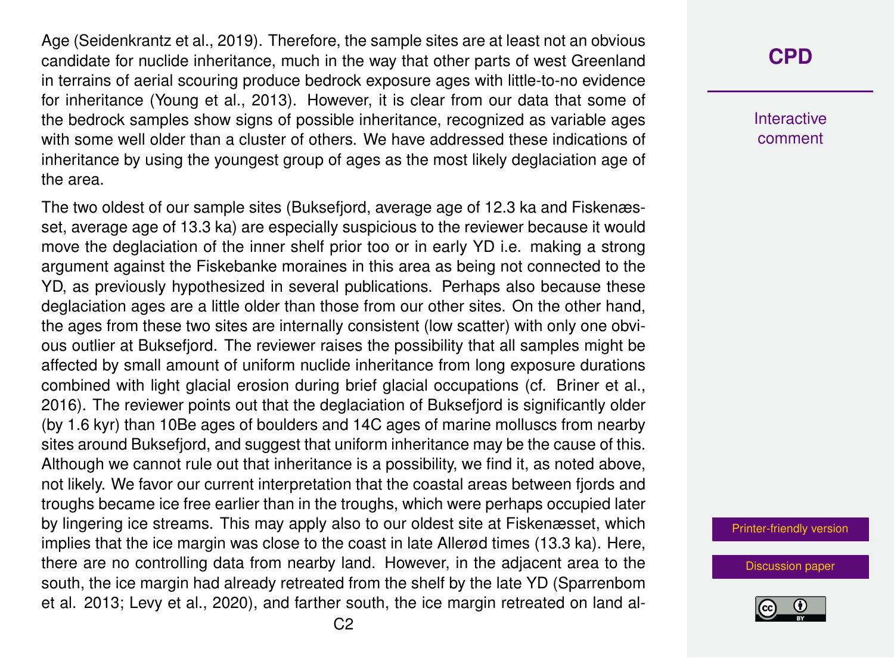Age (Seidenkrantz et al., 2019). Therefore, the sample sites are at least not an obvious candidate for nuclide inheritance, much in the way that other parts of west Greenland in terrains of aerial scouring produce bedrock exposure ages with little-to-no evidence for inheritance (Young et al., 2013). However, it is clear from our data that some of the bedrock samples show signs of possible inheritance, recognized as variable ages with some well older than a cluster of others. We have addressed these indications of inheritance by using the youngest group of ages as the most likely deglaciation age of the area.

The two oldest of our sample sites (Buksefjord, average age of 12.3 ka and Fiskenæsset, average age of 13.3 ka) are especially suspicious to the reviewer because it would move the deglaciation of the inner shelf prior too or in early YD i.e. making a strong argument against the Fiskebanke moraines in this area as being not connected to the YD, as previously hypothesized in several publications. Perhaps also because these deglaciation ages are a little older than those from our other sites. On the other hand, the ages from these two sites are internally consistent (low scatter) with only one obvious outlier at Buksefjord. The reviewer raises the possibility that all samples might be affected by small amount of uniform nuclide inheritance from long exposure durations combined with light glacial erosion during brief glacial occupations (cf. Briner et al., 2016). The reviewer points out that the deglaciation of Buksefjord is significantly older (by 1.6 kyr) than 10Be ages of boulders and 14C ages of marine molluscs from nearby sites around Buksefjord, and suggest that uniform inheritance may be the cause of this. Although we cannot rule out that inheritance is a possibility, we find it, as noted above, not likely. We favor our current interpretation that the coastal areas between fjords and troughs became ice free earlier than in the troughs, which were perhaps occupied later by lingering ice streams. This may apply also to our oldest site at Fiskenæsset, which implies that the ice margin was close to the coast in late Allerød times (13.3 ka). Here, there are no controlling data from nearby land. However, in the adjacent area to the south, the ice margin had already retreated from the shelf by the late YD (Sparrenbom et al. 2013; Levy et al., 2020), and farther south, the ice margin retreated on land al-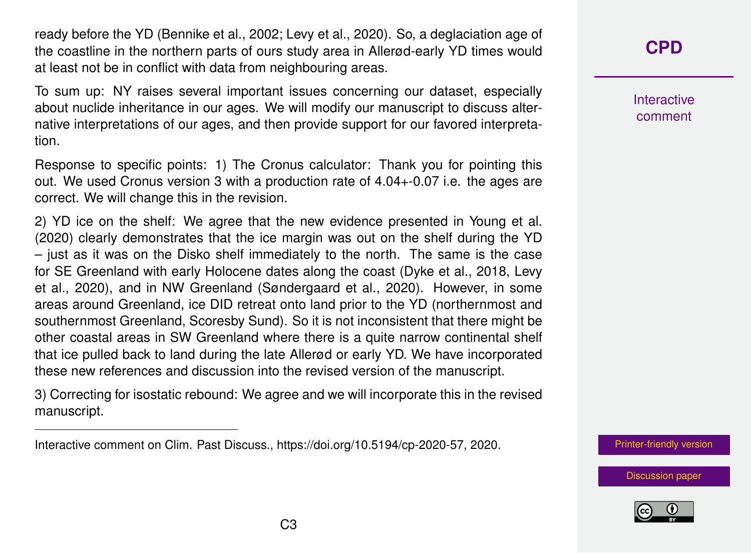ready before the YD (Bennike et al., 2002; Levy et al., 2020). So, a deglaciation age of the coastline in the northern parts of ours study area in Allerød-early YD times would at least not be in conflict with data from neighbouring areas.

To sum up: NY raises several important issues concerning our dataset, especially about nuclide inheritance in our ages. We will modify our manuscript to discuss alternative interpretations of our ages, and then provide support for our favored interpretation.

Response to specific points: 1) The Cronus calculator: Thank you for pointing this out. We used Cronus version 3 with a production rate of 4.04+-0.07 i.e. the ages are correct. We will change this in the revision.

2) YD ice on the shelf: We agree that the new evidence presented in Young et al. (2020) clearly demonstrates that the ice margin was out on the shelf during the YD – just as it was on the Disko shelf immediately to the north. The same is the case for SE Greenland with early Holocene dates along the coast (Dyke et al., 2018, Levy et al., 2020), and in NW Greenland (Søndergaard et al., 2020). However, in some areas around Greenland, ice DID retreat onto land prior to the YD (northernmost and southernmost Greenland, Scoresby Sund). So it is not inconsistent that there might be other coastal areas in SW Greenland where there is a quite narrow continental shelf that ice pulled back to land during the late Allerød or early YD. We have incorporated these new references and discussion into the revised version of the manuscript.

3) Correcting for isostatic rebound: We agree and we will incorporate this in the revised manuscript.

---

Interactive comment on Clim. Past Discuss., https://doi.org/10.5194/cp-2020-57, 2020.